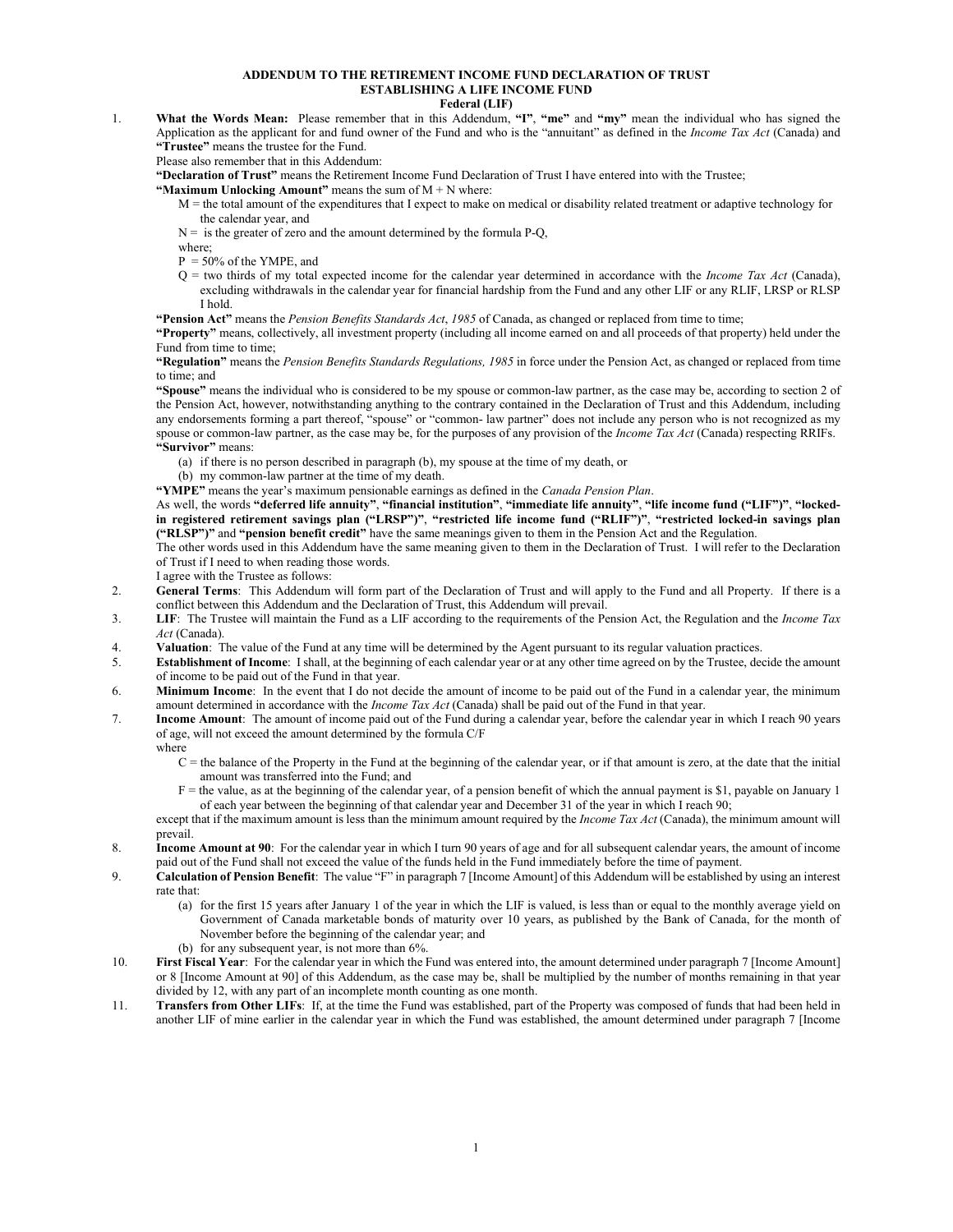# ADDENDUM TO THE RETIREMENT INCOME FUND DECLARATION OF TRUST ESTABLISHING A LIFE INCOME FUND

## Federal (LIF)

1. **What the Words Mean:** Please remember that in this Addendum, **"I"**, **"me"** and **"my"** mean the individual who has signed the Application as the applicant for and fund owner of the Fund and who is the "annuitant" as defined in the *Income Tax Act* (Canada) and **"Trustee"** means the trustee for the Fund.

   Please also remember that in this Addendum:

   **"Declaration of Trust"** means the Retirement Income Fund Declaration of Trust I have entered into with the Trustee;

   **"Maximum Unlocking Amount"** means the sum of M + N where:

   M = the total amount of the expenditures that I expect to make on medical or disability related treatment or adaptive technology for the calendar year, and

   N = is the greater of zero and the amount determined by the formula P-Q,

   where;

   P = 50% of the YMPE, and

   Q = two thirds of my total expected income for the calendar year determined in accordance with the *Income Tax Act* (Canada), excluding withdrawals in the calendar year for financial hardship from the Fund and any other LIF or any RLIF, LRSP or RLSP I hold.

   **"Pension Act"** means the *Pension Benefits Standards Act*, *1985* of Canada, as changed or replaced from time to time;

   **"Property"** means, collectively, all investment property (including all income earned on and all proceeds of that property) held under the Fund from time to time;

   **"Regulation"** means the *Pension Benefits Standards Regulations, 1985* in force under the Pension Act, as changed or replaced from time to time; and

   **"Spouse"** means the individual who is considered to be my spouse or common-law partner, as the case may be, according to section 2 of the Pension Act, however, notwithstanding anything to the contrary contained in the Declaration of Trust and this Addendum, including any endorsements forming a part thereof, "spouse" or "common- law partner" does not include any person who is not recognized as my spouse or common-law partner, as the case may be, for the purposes of any provision of the *Income Tax Act* (Canada) respecting RRIFs.

   **"Survivor"** means:

   (a) if there is no person described in paragraph (b), my spouse at the time of my death, or

   (b) my common-law partner at the time of my death.

   **"YMPE"** means the year's maximum pensionable earnings as defined in the *Canada Pension Plan*.

   As well, the words **"deferred life annuity"**, **"financial institution"**, **"immediate life annuity"**, **"life income fund ("LIF")"**, **"locked-in registered retirement savings plan ("LRSP")"**, **"restricted life income fund ("RLIF")"**, **"restricted locked-in savings plan ("RLSP")"** and **"pension benefit credit"** have the same meanings given to them in the Pension Act and the Regulation.

   The other words used in this Addendum have the same meaning given to them in the Declaration of Trust. I will refer to the Declaration of Trust if I need to when reading those words.

   I agree with the Trustee as follows:

2. **General Terms**: This Addendum will form part of the Declaration of Trust and will apply to the Fund and all Property. If there is a conflict between this Addendum and the Declaration of Trust, this Addendum will prevail.

3. **LIF**: The Trustee will maintain the Fund as a LIF according to the requirements of the Pension Act, the Regulation and the *Income Tax Act* (Canada).

4. **Valuation**: The value of the Fund at any time will be determined by the Agent pursuant to its regular valuation practices.

5. **Establishment of Income**: I shall, at the beginning of each calendar year or at any other time agreed on by the Trustee, decide the amount of income to be paid out of the Fund in that year.

6. **Minimum Income**: In the event that I do not decide the amount of income to be paid out of the Fund in a calendar year, the minimum amount determined in accordance with the *Income Tax Act* (Canada) shall be paid out of the Fund in that year.

7. **Income Amount**: The amount of income paid out of the Fund during a calendar year, before the calendar year in which I reach 90 years of age, will not exceed the amount determined by the formula C/F

   where

   C = the balance of the Property in the Fund at the beginning of the calendar year, or if that amount is zero, at the date that the initial amount was transferred into the Fund; and

   F = the value, as at the beginning of the calendar year, of a pension benefit of which the annual payment is $1, payable on January 1 of each year between the beginning of that calendar year and December 31 of the year in which I reach 90;

   except that if the maximum amount is less than the minimum amount required by the *Income Tax Act* (Canada), the minimum amount will prevail.

8. **Income Amount at 90**: For the calendar year in which I turn 90 years of age and for all subsequent calendar years, the amount of income paid out of the Fund shall not exceed the value of the funds held in the Fund immediately before the time of payment.

9. **Calculation of Pension Benefit**: The value "F" in paragraph 7 [Income Amount] of this Addendum will be established by using an interest rate that:

   (a) for the first 15 years after January 1 of the year in which the LIF is valued, is less than or equal to the monthly average yield on Government of Canada marketable bonds of maturity over 10 years, as published by the Bank of Canada, for the month of November before the beginning of the calendar year; and

   (b) for any subsequent year, is not more than 6%.

10. **First Fiscal Year**: For the calendar year in which the Fund was entered into, the amount determined under paragraph 7 [Income Amount] or 8 [Income Amount at 90] of this Addendum, as the case may be, shall be multiplied by the number of months remaining in that year divided by 12, with any part of an incomplete month counting as one month.

11. **Transfers from Other LIFs**: If, at the time the Fund was established, part of the Property was composed of funds that had been held in another LIF of mine earlier in the calendar year in which the Fund was established, the amount determined under paragraph 7 [Income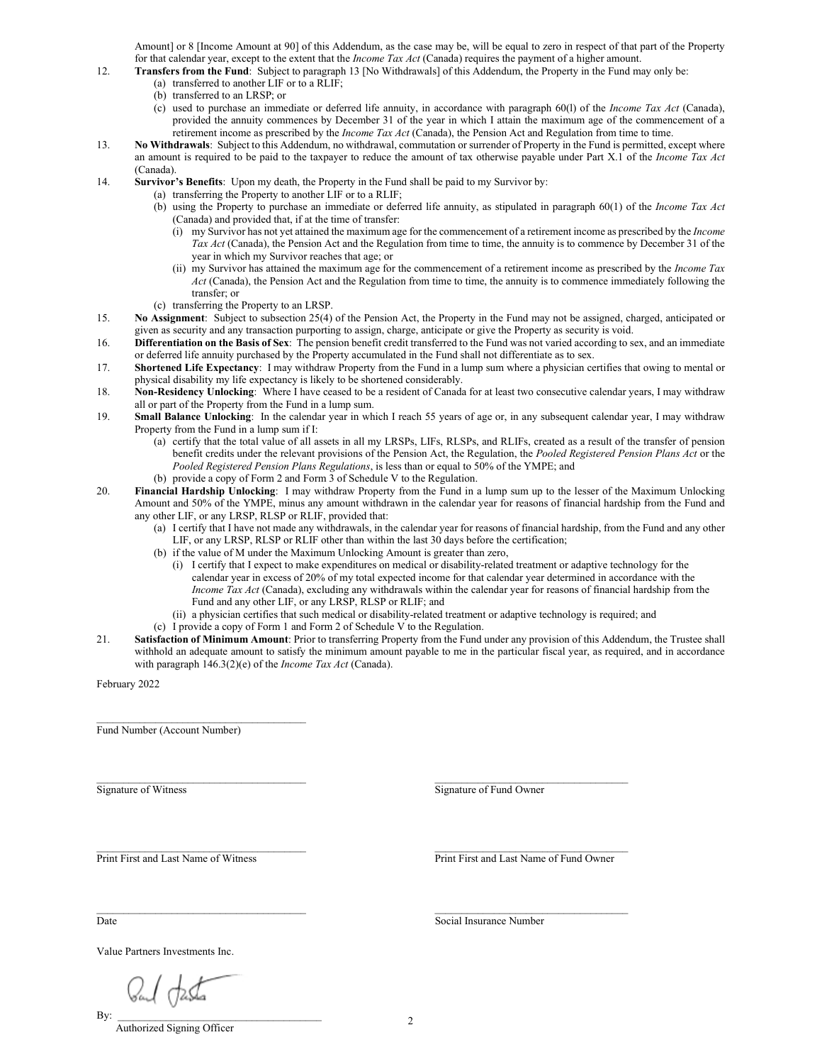Amount] or 8 [Income Amount at 90] of this Addendum, as the case may be, will be equal to zero in respect of that part of the Property for that calendar year, except to the extent that the *Income Tax Act* (Canada) requires the payment of a higher amount.

12. **Transfers from the Fund**: Subject to paragraph 13 [No Withdrawals] of this Addendum, the Property in the Fund may only be:
    (a) transferred to another LIF or to a RLIF;
    (b) transferred to an LRSP; or
    (c) used to purchase an immediate or deferred life annuity, in accordance with paragraph 60(l) of the *Income Tax Act* (Canada), provided the annuity commences by December 31 of the year in which I attain the maximum age of the commencement of a retirement income as prescribed by the *Income Tax Act* (Canada), the Pension Act and Regulation from time to time.
13. **No Withdrawals**: Subject to this Addendum, no withdrawal, commutation or surrender of Property in the Fund is permitted, except where an amount is required to be paid to the taxpayer to reduce the amount of tax otherwise payable under Part X.1 of the *Income Tax Act* (Canada).
14. **Survivor's Benefits**: Upon my death, the Property in the Fund shall be paid to my Survivor by:
    (a) transferring the Property to another LIF or to a RLIF;
    (b) using the Property to purchase an immediate or deferred life annuity, as stipulated in paragraph 60(1) of the *Income Tax Act* (Canada) and provided that, if at the time of transfer:
        (i) my Survivor has not yet attained the maximum age for the commencement of a retirement income as prescribed by the *Income Tax Act* (Canada), the Pension Act and the Regulation from time to time, the annuity is to commence by December 31 of the year in which my Survivor reaches that age; or
        (ii) my Survivor has attained the maximum age for the commencement of a retirement income as prescribed by the *Income Tax Act* (Canada), the Pension Act and the Regulation from time to time, the annuity is to commence immediately following the transfer; or
    (c) transferring the Property to an LRSP.
15. **No Assignment**: Subject to subsection 25(4) of the Pension Act, the Property in the Fund may not be assigned, charged, anticipated or given as security and any transaction purporting to assign, charge, anticipate or give the Property as security is void.
16. **Differentiation on the Basis of Sex**: The pension benefit credit transferred to the Fund was not varied according to sex, and an immediate or deferred life annuity purchased by the Property accumulated in the Fund shall not differentiate as to sex.
17. **Shortened Life Expectancy**: I may withdraw Property from the Fund in a lump sum where a physician certifies that owing to mental or physical disability my life expectancy is likely to be shortened considerably.
18. **Non-Residency Unlocking**: Where I have ceased to be a resident of Canada for at least two consecutive calendar years, I may withdraw all or part of the Property from the Fund in a lump sum.
19. **Small Balance Unlocking**: In the calendar year in which I reach 55 years of age or, in any subsequent calendar year, I may withdraw Property from the Fund in a lump sum if I:
    (a) certify that the total value of all assets in all my LRSPs, LIFs, RLSPs, and RLIFs, created as a result of the transfer of pension benefit credits under the relevant provisions of the Pension Act, the Regulation, the *Pooled Registered Pension Plans Act* or the *Pooled Registered Pension Plans Regulations*, is less than or equal to 50% of the YMPE; and
    (b) provide a copy of Form 2 and Form 3 of Schedule V to the Regulation.
20. **Financial Hardship Unlocking**: I may withdraw Property from the Fund in a lump sum up to the lesser of the Maximum Unlocking Amount and 50% of the YMPE, minus any amount withdrawn in the calendar year for reasons of financial hardship from the Fund and any other LIF, or any LRSP, RLSP or RLIF, provided that:
    (a) I certify that I have not made any withdrawals, in the calendar year for reasons of financial hardship, from the Fund and any other LIF, or any LRSP, RLSP or RLIF other than within the last 30 days before the certification;
    (b) if the value of M under the Maximum Unlocking Amount is greater than zero,
        (i) I certify that I expect to make expenditures on medical or disability-related treatment or adaptive technology for the calendar year in excess of 20% of my total expected income for that calendar year determined in accordance with the *Income Tax Act* (Canada), excluding any withdrawals within the calendar year for reasons of financial hardship from the Fund and any other LIF, or any LRSP, RLSP or RLIF; and
        (ii) a physician certifies that such medical or disability-related treatment or adaptive technology is required; and
    (c) I provide a copy of Form 1 and Form 2 of Schedule V to the Regulation.
21. **Satisfaction of Minimum Amount**: Prior to transferring Property from the Fund under any provision of this Addendum, the Trustee shall withhold an adequate amount to satisfy the minimum amount payable to me in the particular fiscal year, as required, and in accordance with paragraph 146.3(2)(e) of the *Income Tax Act* (Canada).

February 2022

\_\_\_\_\_\_\_\_\_\_\_\_\_\_\_\_\_\_\_\_\_\_\_\_\_\_\_\_\_\_\_\_\_\_\_\_
Fund Number (Account Number)

\_\_\_\_\_\_\_\_\_\_\_\_\_\_\_\_\_\_\_\_\_\_\_\_\_\_\_\_\_\_\_\_\_\_\_\_
Signature of Witness

\_\_\_\_\_\_\_\_\_\_\_\_\_\_\_\_\_\_\_\_\_\_\_\_\_\_\_\_\_\_\_\_\_\_\_\_
Signature of Fund Owner

\_\_\_\_\_\_\_\_\_\_\_\_\_\_\_\_\_\_\_\_\_\_\_\_\_\_\_\_\_\_\_\_\_\_\_\_
Print First and Last Name of Witness

\_\_\_\_\_\_\_\_\_\_\_\_\_\_\_\_\_\_\_\_\_\_\_\_\_\_\_\_\_\_\_\_\_\_\_\_
Print First and Last Name of Fund Owner

\_\_\_\_\_\_\_\_\_\_\_\_\_\_\_\_\_\_\_\_\_\_\_\_\_\_\_\_\_\_\_\_\_\_\_\_
Date

\_\_\_\_\_\_\_\_\_\_\_\_\_\_\_\_\_\_\_\_\_\_\_\_\_\_\_\_\_\_\_\_\_\_\_\_
Social Insurance Number

Value Partners Investments Inc.

By: \_\_\_\_\_\_\_\_\_\_\_\_\_\_\_\_\_\_\_\_\_\_\_\_\_\_\_\_\_\_\_\_\_\_\_\_
Authorized Signing Officer